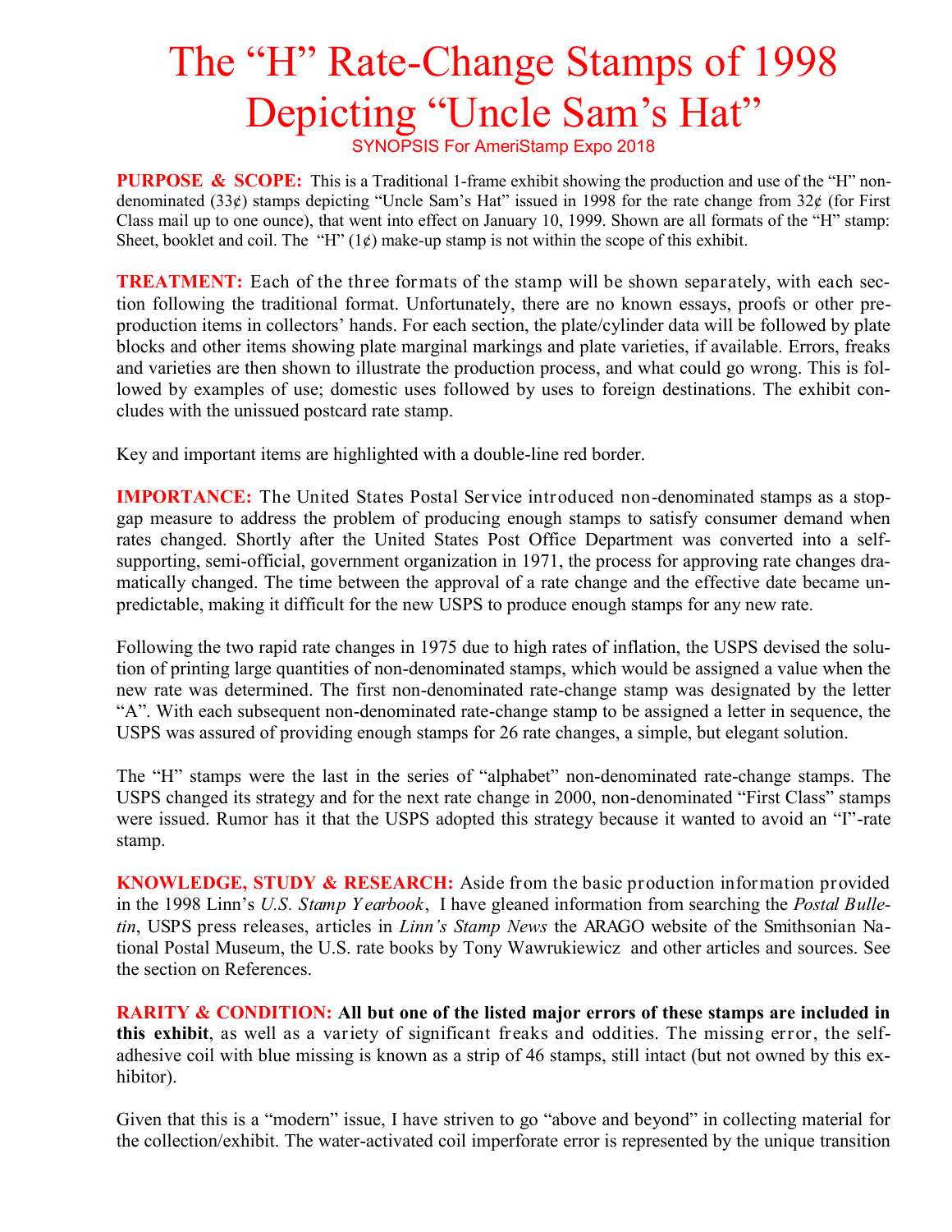# The "H" Rate-Change Stamps of 1998 Depicting "Uncle Sam's Hat"

SYNOPSIS For AmeriStamp Expo 2018

**PURPOSE & SCOPE:** This is a Traditional 1-frame exhibit showing the production and use of the "H" non-denominated (33¢) stamps depicting "Uncle Sam's Hat" issued in 1998 for the rate change from 32¢ (for First Class mail up to one ounce), that went into effect on January 10, 1999. Shown are all formats of the "H" stamp: Sheet, booklet and coil. The "H" (1¢) make-up stamp is not within the scope of this exhibit.

**TREATMENT:** Each of the three formats of the stamp will be shown separately, with each section following the traditional format. Unfortunately, there are no known essays, proofs or other pre-production items in collectors' hands. For each section, the plate/cylinder data will be followed by plate blocks and other items showing plate marginal markings and plate varieties, if available. Errors, freaks and varieties are then shown to illustrate the production process, and what could go wrong. This is followed by examples of use; domestic uses followed by uses to foreign destinations. The exhibit concludes with the unissued postcard rate stamp.

Key and important items are highlighted with a double-line red border.

**IMPORTANCE:** The United States Postal Service introduced non-denominated stamps as a stop-gap measure to address the problem of producing enough stamps to satisfy consumer demand when rates changed. Shortly after the United States Post Office Department was converted into a self-supporting, semi-official, government organization in 1971, the process for approving rate changes dramatically changed. The time between the approval of a rate change and the effective date became unpredictable, making it difficult for the new USPS to produce enough stamps for any new rate.

Following the two rapid rate changes in 1975 due to high rates of inflation, the USPS devised the solution of printing large quantities of non-denominated stamps, which would be assigned a value when the new rate was determined. The first non-denominated rate-change stamp was designated by the letter "A". With each subsequent non-denominated rate-change stamp to be assigned a letter in sequence, the USPS was assured of providing enough stamps for 26 rate changes, a simple, but elegant solution.

The "H" stamps were the last in the series of "alphabet" non-denominated rate-change stamps. The USPS changed its strategy and for the next rate change in 2000, non-denominated "First Class" stamps were issued. Rumor has it that the USPS adopted this strategy because it wanted to avoid an "I"-rate stamp.

**KNOWLEDGE, STUDY & RESEARCH:** Aside from the basic production information provided in the 1998 Linn's *U.S. Stamp Yearbook*, I have gleaned information from searching the *Postal Bulletin*, USPS press releases, articles in *Linn's Stamp News* the ARAGO website of the Smithsonian National Postal Museum, the U.S. rate books by Tony Wawrukiewicz and other articles and sources. See the section on References.

**RARITY & CONDITION:** **All but one of the listed major errors of these stamps are included in this exhibit**, as well as a variety of significant freaks and oddities. The missing error, the self-adhesive coil with blue missing is known as a strip of 46 stamps, still intact (but not owned by this exhibitor).

Given that this is a "modern" issue, I have striven to go "above and beyond" in collecting material for the collection/exhibit. The water-activated coil imperforate error is represented by the unique transition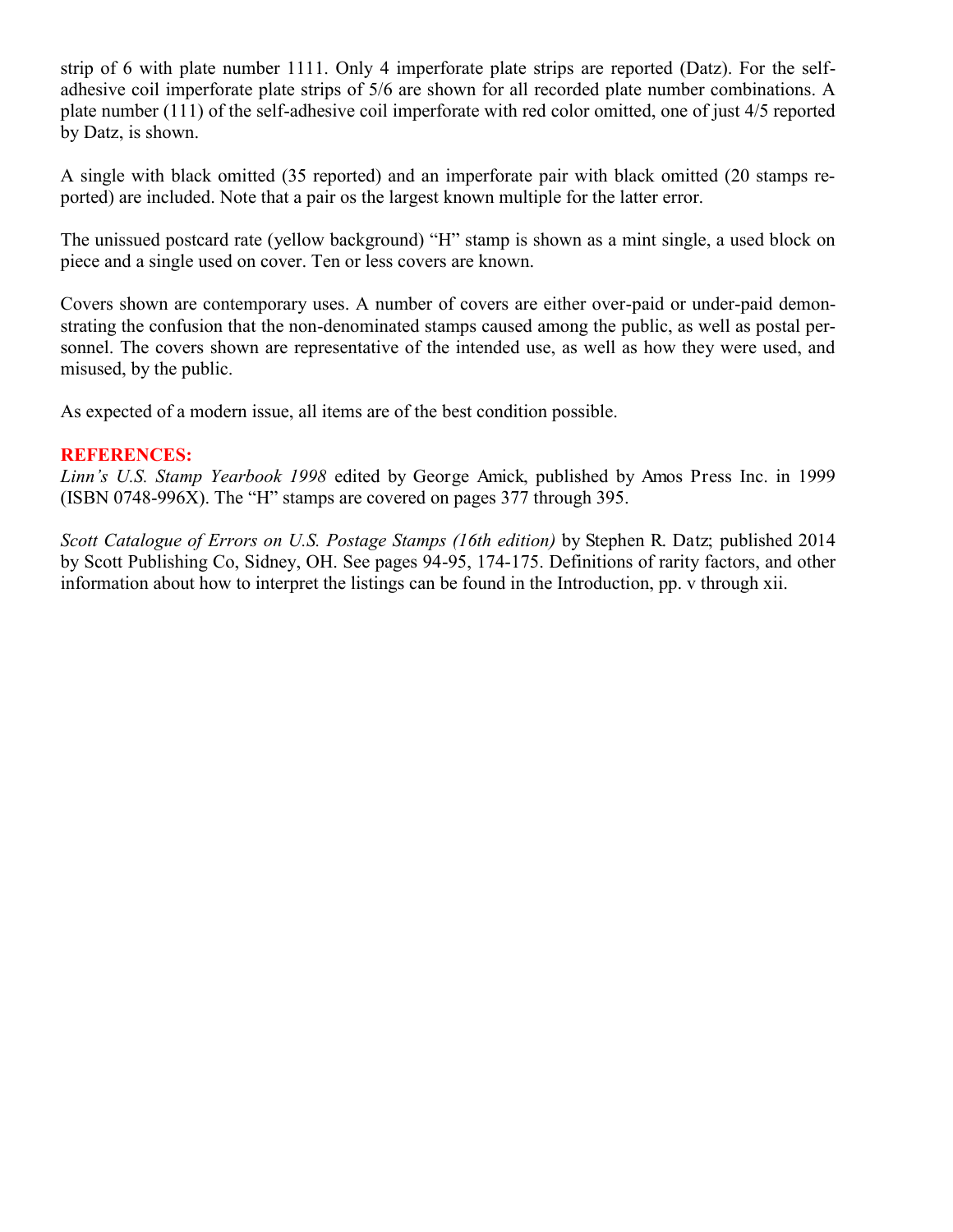strip of 6 with plate number 1111. Only 4 imperforate plate strips are reported (Datz). For the self-adhesive coil imperforate plate strips of 5/6 are shown for all recorded plate number combinations. A plate number (111) of the self-adhesive coil imperforate with red color omitted, one of just 4/5 reported by Datz, is shown.

A single with black omitted (35 reported) and an imperforate pair with black omitted (20 stamps reported) are included. Note that a pair os the largest known multiple for the latter error.

The unissued postcard rate (yellow background) "H" stamp is shown as a mint single, a used block on piece and a single used on cover. Ten or less covers are known.

Covers shown are contemporary uses. A number of covers are either over-paid or under-paid demonstrating the confusion that the non-denominated stamps caused among the public, as well as postal personnel. The covers shown are representative of the intended use, as well as how they were used, and misused, by the public.

As expected of a modern issue, all items are of the best condition possible.

**REFERENCES:**

*Linn's U.S. Stamp Yearbook 1998* edited by George Amick, published by Amos Press Inc. in 1999 (ISBN 0748-996X). The "H" stamps are covered on pages 377 through 395.

*Scott Catalogue of Errors on U.S. Postage Stamps (16th edition)* by Stephen R. Datz; published 2014 by Scott Publishing Co, Sidney, OH. See pages 94-95, 174-175. Definitions of rarity factors, and other information about how to interpret the listings can be found in the Introduction, pp. v through xii.